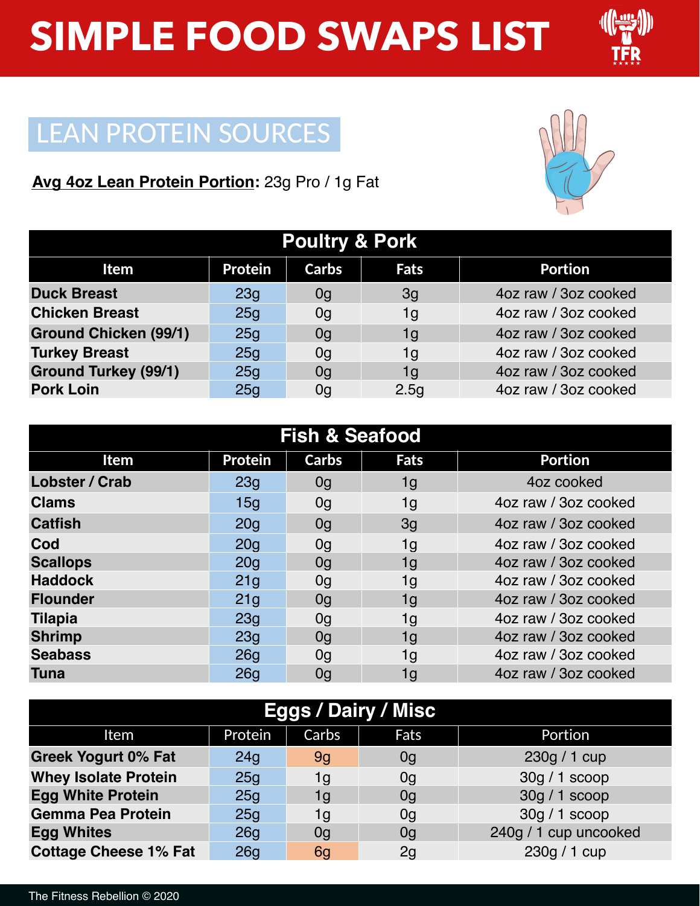# SIMPLE FOOD SWAPS LIST

## LEAN PROTEIN SOURCES

**Avg 4oz Lean Protein Portion:** 23g Pro / 1g Fat

| Poultry & Pork | | | | |
|---|---|---|---|---|
| **Item** | **Protein** | **Carbs** | **Fats** | **Portion** |
| **Duck Breast** | 23g | 0g | 3g | 4oz raw / 3oz cooked |
| **Chicken Breast** | 25g | 0g | 1g | 4oz raw / 3oz cooked |
| **Ground Chicken (99/1)** | 25g | 0g | 1g | 4oz raw / 3oz cooked |
| **Turkey Breast** | 25g | 0g | 1g | 4oz raw / 3oz cooked |
| **Ground Turkey (99/1)** | 25g | 0g | 1g | 4oz raw / 3oz cooked |
| **Pork Loin** | 25g | 0g | 2.5g | 4oz raw / 3oz cooked |

| Fish & Seafood | | | | |
|---|---|---|---|---|
| **Item** | **Protein** | **Carbs** | **Fats** | **Portion** |
| **Lobster / Crab** | 23g | 0g | 1g | 4oz cooked |
| **Clams** | 15g | 0g | 1g | 4oz raw / 3oz cooked |
| **Catfish** | 20g | 0g | 3g | 4oz raw / 3oz cooked |
| **Cod** | 20g | 0g | 1g | 4oz raw / 3oz cooked |
| **Scallops** | 20g | 0g | 1g | 4oz raw / 3oz cooked |
| **Haddock** | 21g | 0g | 1g | 4oz raw / 3oz cooked |
| **Flounder** | 21g | 0g | 1g | 4oz raw / 3oz cooked |
| **Tilapia** | 23g | 0g | 1g | 4oz raw / 3oz cooked |
| **Shrimp** | 23g | 0g | 1g | 4oz raw / 3oz cooked |
| **Seabass** | 26g | 0g | 1g | 4oz raw / 3oz cooked |
| **Tuna** | 26g | 0g | 1g | 4oz raw / 3oz cooked |

| Eggs / Dairy / Misc | | | | |
|---|---|---|---|---|
| Item | Protein | Carbs | Fats | Portion |
| **Greek Yogurt 0% Fat** | 24g | 9g | 0g | 230g / 1 cup |
| **Whey Isolate Protein** | 25g | 1g | 0g | 30g / 1 scoop |
| **Egg White Protein** | 25g | 1g | 0g | 30g / 1 scoop |
| **Gemma Pea Protein** | 25g | 1g | 0g | 30g / 1 scoop |
| **Egg Whites** | 26g | 0g | 0g | 240g / 1 cup uncooked |
| **Cottage Cheese 1% Fat** | 26g | 6g | 2g | 230g / 1 cup |

The Fitness Rebellion © 2020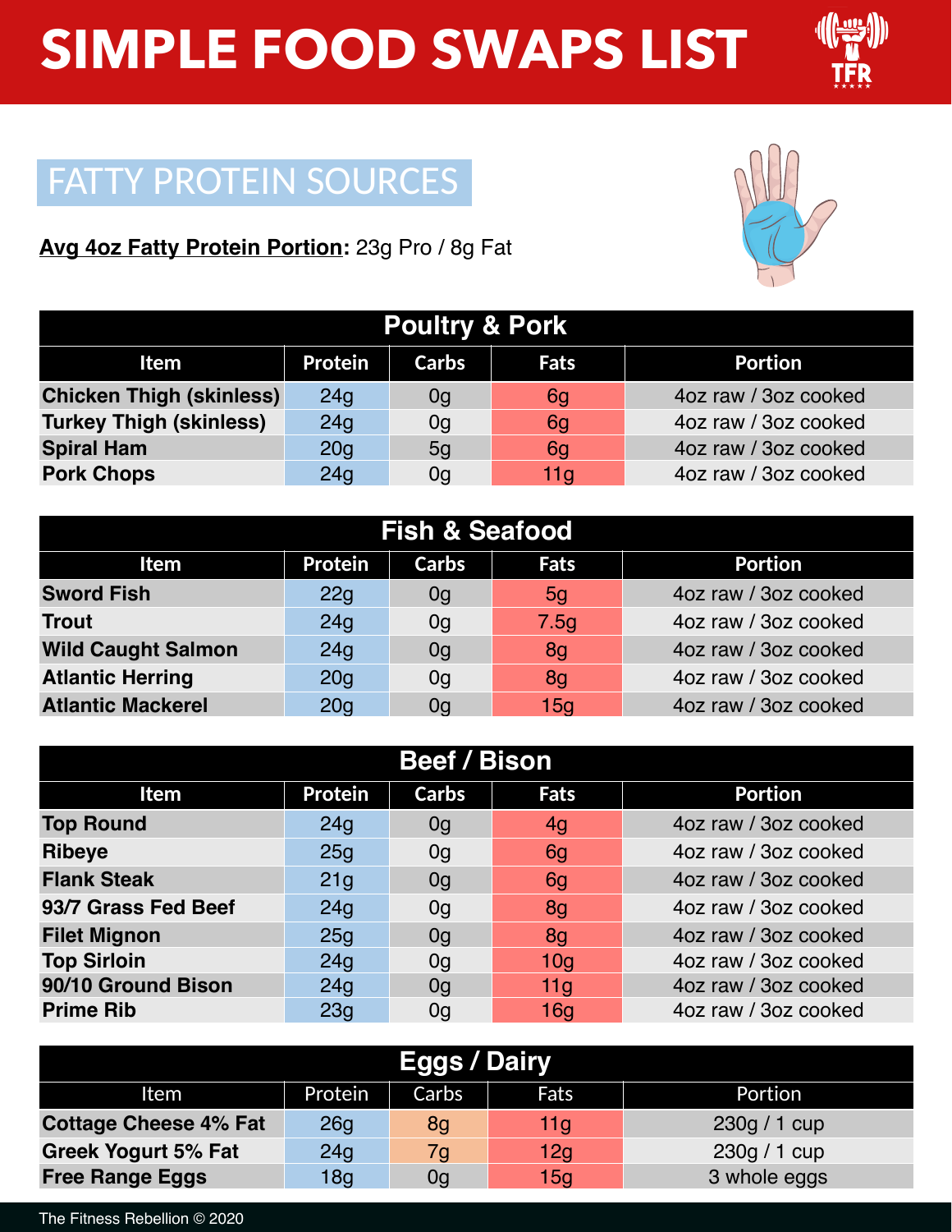# SIMPLE FOOD SWAPS LIST

## FATTY PROTEIN SOURCES

**Avg 4oz Fatty Protein Portion:** 23g Pro / 8g Fat

| Poultry & Pork | | | | |
|---|---|---|---|---|
| **Item** | **Protein** | **Carbs** | **Fats** | **Portion** |
| **Chicken Thigh (skinless)** | 24g | 0g | 6g | 4oz raw / 3oz cooked |
| **Turkey Thigh (skinless)** | 24g | 0g | 6g | 4oz raw / 3oz cooked |
| **Spiral Ham** | 20g | 5g | 6g | 4oz raw / 3oz cooked |
| **Pork Chops** | 24g | 0g | 11g | 4oz raw / 3oz cooked |

| Fish & Seafood | | | | |
|---|---|---|---|---|
| **Item** | **Protein** | **Carbs** | **Fats** | **Portion** |
| **Sword Fish** | 22g | 0g | 5g | 4oz raw / 3oz cooked |
| **Trout** | 24g | 0g | 7.5g | 4oz raw / 3oz cooked |
| **Wild Caught Salmon** | 24g | 0g | 8g | 4oz raw / 3oz cooked |
| **Atlantic Herring** | 20g | 0g | 8g | 4oz raw / 3oz cooked |
| **Atlantic Mackerel** | 20g | 0g | 15g | 4oz raw / 3oz cooked |

| Beef / Bison | | | | |
|---|---|---|---|---|
| **Item** | **Protein** | **Carbs** | **Fats** | **Portion** |
| **Top Round** | 24g | 0g | 4g | 4oz raw / 3oz cooked |
| **Ribeye** | 25g | 0g | 6g | 4oz raw / 3oz cooked |
| **Flank Steak** | 21g | 0g | 6g | 4oz raw / 3oz cooked |
| **93/7 Grass Fed Beef** | 24g | 0g | 8g | 4oz raw / 3oz cooked |
| **Filet Mignon** | 25g | 0g | 8g | 4oz raw / 3oz cooked |
| **Top Sirloin** | 24g | 0g | 10g | 4oz raw / 3oz cooked |
| **90/10 Ground Bison** | 24g | 0g | 11g | 4oz raw / 3oz cooked |
| **Prime Rib** | 23g | 0g | 16g | 4oz raw / 3oz cooked |

| Eggs / Dairy | | | | |
|---|---|---|---|---|
| Item | Protein | Carbs | Fats | Portion |
| **Cottage Cheese 4% Fat** | 26g | 8g | 11g | 230g / 1 cup |
| **Greek Yogurt 5% Fat** | 24g | 7g | 12g | 230g / 1 cup |
| **Free Range Eggs** | 18g | 0g | 15g | 3 whole eggs |

The Fitness Rebellion © 2020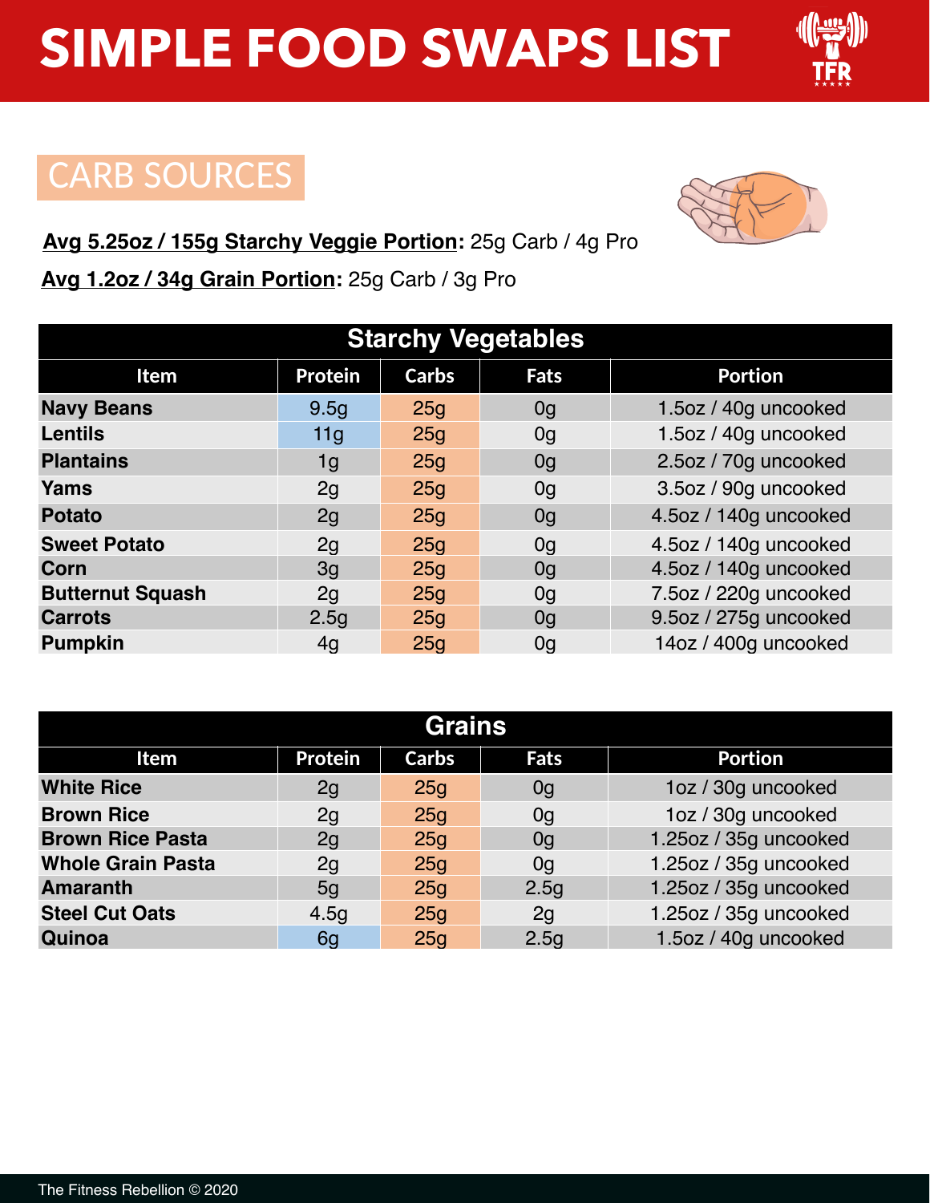# SIMPLE FOOD SWAPS LIST

## CARB SOURCES

**Avg 5.25oz / 155g Starchy Veggie Portion:** 25g Carb / 4g Pro

**Avg 1.2oz / 34g Grain Portion:** 25g Carb / 3g Pro

| Starchy Vegetables | | | | |
|---|---|---|---|---|
| **Item** | **Protein** | **Carbs** | **Fats** | **Portion** |
| **Navy Beans** | 9.5g | 25g | 0g | 1.5oz / 40g uncooked |
| **Lentils** | 11g | 25g | 0g | 1.5oz / 40g uncooked |
| **Plantains** | 1g | 25g | 0g | 2.5oz / 70g uncooked |
| **Yams** | 2g | 25g | 0g | 3.5oz / 90g uncooked |
| **Potato** | 2g | 25g | 0g | 4.5oz / 140g uncooked |
| **Sweet Potato** | 2g | 25g | 0g | 4.5oz / 140g uncooked |
| **Corn** | 3g | 25g | 0g | 4.5oz / 140g uncooked |
| **Butternut Squash** | 2g | 25g | 0g | 7.5oz / 220g uncooked |
| **Carrots** | 2.5g | 25g | 0g | 9.5oz / 275g uncooked |
| **Pumpkin** | 4g | 25g | 0g | 14oz / 400g uncooked |

| Grains | | | | |
|---|---|---|---|---|
| **Item** | **Protein** | **Carbs** | **Fats** | **Portion** |
| **White Rice** | 2g | 25g | 0g | 1oz / 30g uncooked |
| **Brown Rice** | 2g | 25g | 0g | 1oz / 30g uncooked |
| **Brown Rice Pasta** | 2g | 25g | 0g | 1.25oz / 35g uncooked |
| **Whole Grain Pasta** | 2g | 25g | 0g | 1.25oz / 35g uncooked |
| **Amaranth** | 5g | 25g | 2.5g | 1.25oz / 35g uncooked |
| **Steel Cut Oats** | 4.5g | 25g | 2g | 1.25oz / 35g uncooked |
| **Quinoa** | 6g | 25g | 2.5g | 1.5oz / 40g uncooked |

The Fitness Rebellion © 2020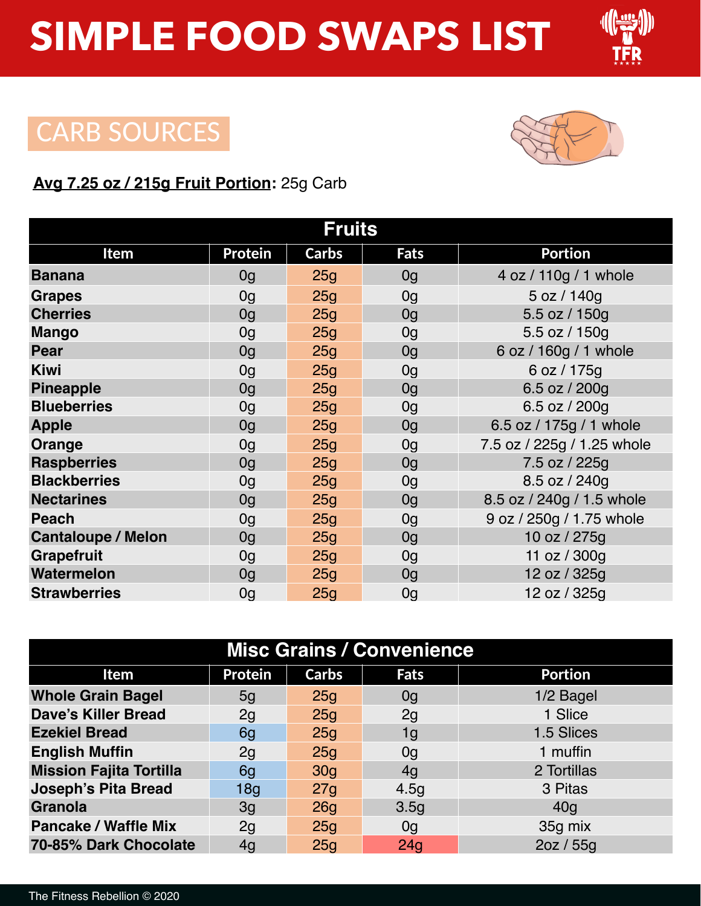# SIMPLE FOOD SWAPS LIST

## CARB SOURCES

**Avg 7.25 oz / 215g Fruit Portion:** 25g Carb

| Fruits | | | | |
|---|---|---|---|---|
| **Item** | **Protein** | **Carbs** | **Fats** | **Portion** |
| **Banana** | 0g | 25g | 0g | 4 oz / 110g / 1 whole |
| **Grapes** | 0g | 25g | 0g | 5 oz / 140g |
| **Cherries** | 0g | 25g | 0g | 5.5 oz / 150g |
| **Mango** | 0g | 25g | 0g | 5.5 oz / 150g |
| **Pear** | 0g | 25g | 0g | 6 oz / 160g / 1 whole |
| **Kiwi** | 0g | 25g | 0g | 6 oz / 175g |
| **Pineapple** | 0g | 25g | 0g | 6.5 oz / 200g |
| **Blueberries** | 0g | 25g | 0g | 6.5 oz / 200g |
| **Apple** | 0g | 25g | 0g | 6.5 oz / 175g / 1 whole |
| **Orange** | 0g | 25g | 0g | 7.5 oz / 225g / 1.25 whole |
| **Raspberries** | 0g | 25g | 0g | 7.5 oz / 225g |
| **Blackberries** | 0g | 25g | 0g | 8.5 oz / 240g |
| **Nectarines** | 0g | 25g | 0g | 8.5 oz / 240g / 1.5 whole |
| **Peach** | 0g | 25g | 0g | 9 oz / 250g / 1.75 whole |
| **Cantaloupe / Melon** | 0g | 25g | 0g | 10 oz / 275g |
| **Grapefruit** | 0g | 25g | 0g | 11 oz / 300g |
| **Watermelon** | 0g | 25g | 0g | 12 oz / 325g |
| **Strawberries** | 0g | 25g | 0g | 12 oz / 325g |

| Misc Grains / Convenience | | | | |
|---|---|---|---|---|
| **Item** | **Protein** | **Carbs** | **Fats** | **Portion** |
| **Whole Grain Bagel** | 5g | 25g | 0g | 1/2 Bagel |
| **Dave's Killer Bread** | 2g | 25g | 2g | 1 Slice |
| **Ezekiel Bread** | 6g | 25g | 1g | 1.5 Slices |
| **English Muffin** | 2g | 25g | 0g | 1 muffin |
| **Mission Fajita Tortilla** | 6g | 30g | 4g | 2 Tortillas |
| **Joseph's Pita Bread** | 18g | 27g | 4.5g | 3 Pitas |
| **Granola** | 3g | 26g | 3.5g | 40g |
| **Pancake / Waffle Mix** | 2g | 25g | 0g | 35g mix |
| **70-85% Dark Chocolate** | 4g | 25g | 24g | 2oz / 55g |

The Fitness Rebellion © 2020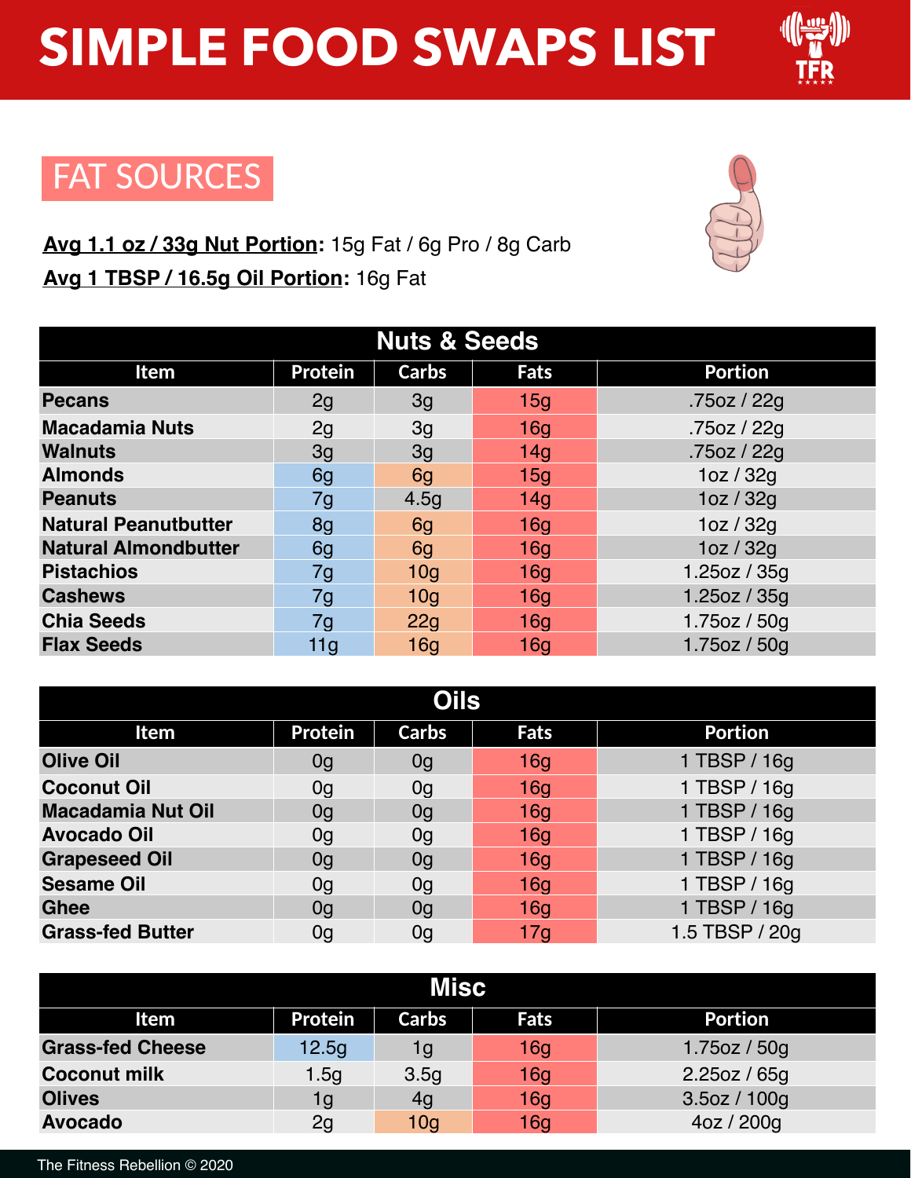# SIMPLE FOOD SWAPS LIST

## FAT SOURCES

**Avg 1.1 oz / 33g Nut Portion:** 15g Fat / 6g Pro / 8g Carb

**Avg 1 TBSP / 16.5g Oil Portion:** 16g Fat

### Nuts & Seeds

| Item | Protein | Carbs | Fats | Portion |
|---|---|---|---|---|
| Pecans | 2g | 3g | 15g | .75oz / 22g |
| Macadamia Nuts | 2g | 3g | 16g | .75oz / 22g |
| Walnuts | 3g | 3g | 14g | .75oz / 22g |
| Almonds | 6g | 6g | 15g | 1oz / 32g |
| Peanuts | 7g | 4.5g | 14g | 1oz / 32g |
| Natural Peanutbutter | 8g | 6g | 16g | 1oz / 32g |
| Natural Almondbutter | 6g | 6g | 16g | 1oz / 32g |
| Pistachios | 7g | 10g | 16g | 1.25oz / 35g |
| Cashews | 7g | 10g | 16g | 1.25oz / 35g |
| Chia Seeds | 7g | 22g | 16g | 1.75oz / 50g |
| Flax Seeds | 11g | 16g | 16g | 1.75oz / 50g |

### Oils

| Item | Protein | Carbs | Fats | Portion |
|---|---|---|---|---|
| Olive Oil | 0g | 0g | 16g | 1 TBSP / 16g |
| Coconut Oil | 0g | 0g | 16g | 1 TBSP / 16g |
| Macadamia Nut Oil | 0g | 0g | 16g | 1 TBSP / 16g |
| Avocado Oil | 0g | 0g | 16g | 1 TBSP / 16g |
| Grapeseed Oil | 0g | 0g | 16g | 1 TBSP / 16g |
| Sesame Oil | 0g | 0g | 16g | 1 TBSP / 16g |
| Ghee | 0g | 0g | 16g | 1 TBSP / 16g |
| Grass-fed Butter | 0g | 0g | 17g | 1.5 TBSP / 20g |

### Misc

| Item | Protein | Carbs | Fats | Portion |
|---|---|---|---|---|
| Grass-fed Cheese | 12.5g | 1g | 16g | 1.75oz / 50g |
| Coconut milk | 1.5g | 3.5g | 16g | 2.25oz / 65g |
| Olives | 1g | 4g | 16g | 3.5oz / 100g |
| Avocado | 2g | 10g | 16g | 4oz / 200g |

The Fitness Rebellion © 2020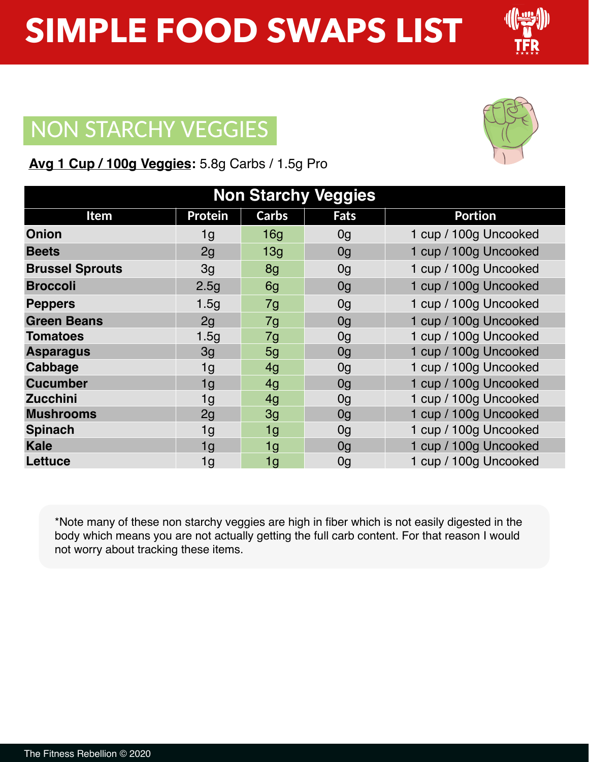# SIMPLE FOOD SWAPS LIST

## NON STARCHY VEGGIES

**Avg 1 Cup / 100g Veggies:** 5.8g Carbs / 1.5g Pro

| Non Starchy Veggies | | | | |
|---|---|---|---|---|
| **Item** | **Protein** | **Carbs** | **Fats** | **Portion** |
| **Onion** | 1g | 16g | 0g | 1 cup / 100g Uncooked |
| **Beets** | 2g | 13g | 0g | 1 cup / 100g Uncooked |
| **Brussel Sprouts** | 3g | 8g | 0g | 1 cup / 100g Uncooked |
| **Broccoli** | 2.5g | 6g | 0g | 1 cup / 100g Uncooked |
| **Peppers** | 1.5g | 7g | 0g | 1 cup / 100g Uncooked |
| **Green Beans** | 2g | 7g | 0g | 1 cup / 100g Uncooked |
| **Tomatoes** | 1.5g | 7g | 0g | 1 cup / 100g Uncooked |
| **Asparagus** | 3g | 5g | 0g | 1 cup / 100g Uncooked |
| **Cabbage** | 1g | 4g | 0g | 1 cup / 100g Uncooked |
| **Cucumber** | 1g | 4g | 0g | 1 cup / 100g Uncooked |
| **Zucchini** | 1g | 4g | 0g | 1 cup / 100g Uncooked |
| **Mushrooms** | 2g | 3g | 0g | 1 cup / 100g Uncooked |
| **Spinach** | 1g | 1g | 0g | 1 cup / 100g Uncooked |
| **Kale** | 1g | 1g | 0g | 1 cup / 100g Uncooked |
| **Lettuce** | 1g | 1g | 0g | 1 cup / 100g Uncooked |

*Note many of these non starchy veggies are high in fiber which is not easily digested in the body which means you are not actually getting the full carb content. For that reason I would not worry about tracking these items.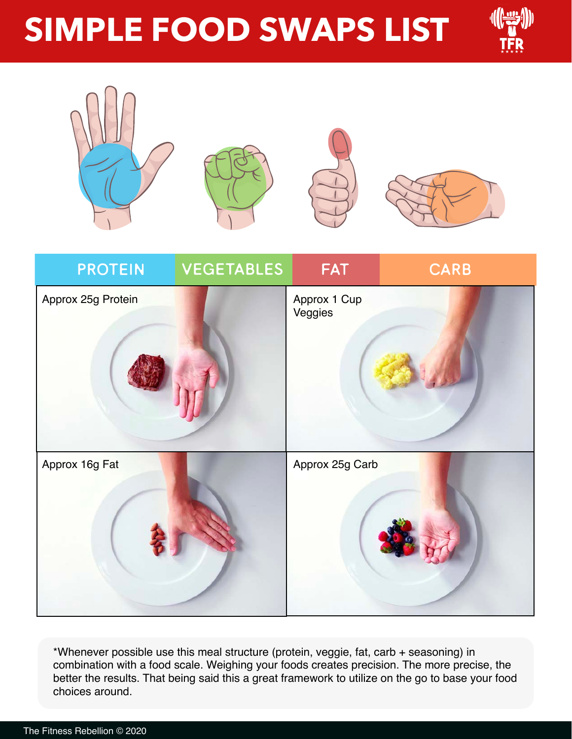# SIMPLE FOOD SWAPS LIST

| PROTEIN | VEGETABLES | FAT | CARB |
| --- | --- | --- | --- |

Approx 25g Protein

Approx 1 Cup Veggies

Approx 16g Fat

Approx 25g Carb

*Whenever possible use this meal structure (protein, veggie, fat, carb + seasoning) in combination with a food scale. Weighing your foods creates precision. The more precise, the better the results. That being said this a great framework to utilize on the go to base your food choices around.

The Fitness Rebellion © 2020